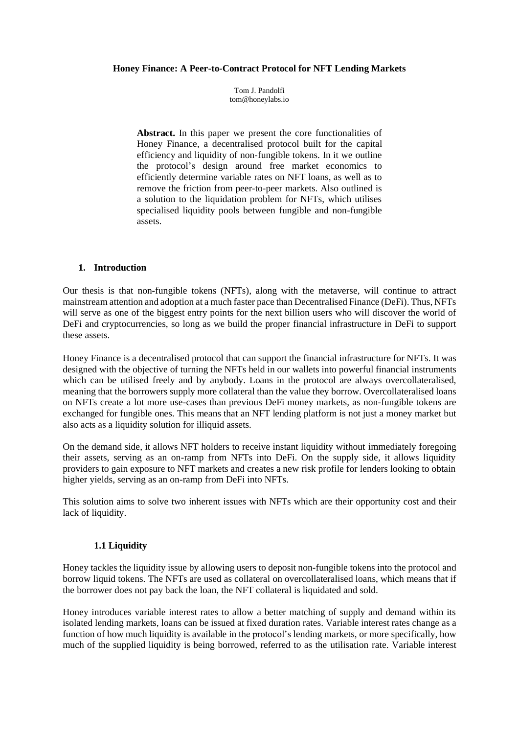# Honey Finance: A Peer-to-Contract Protocol for NFT Lending Markets

Tom J. Pandolfi
tom@honeylabs.io

> **Abstract.** In this paper we present the core functionalities of Honey Finance, a decentralised protocol built for the capital efficiency and liquidity of non-fungible tokens. In it we outline the protocol's design around free market economics to efficiently determine variable rates on NFT loans, as well as to remove the friction from peer-to-peer markets. Also outlined is a solution to the liquidation problem for NFTs, which utilises specialised liquidity pools between fungible and non-fungible assets.

## 1. Introduction

Our thesis is that non-fungible tokens (NFTs), along with the metaverse, will continue to attract mainstream attention and adoption at a much faster pace than Decentralised Finance (DeFi). Thus, NFTs will serve as one of the biggest entry points for the next billion users who will discover the world of DeFi and cryptocurrencies, so long as we build the proper financial infrastructure in DeFi to support these assets.

Honey Finance is a decentralised protocol that can support the financial infrastructure for NFTs. It was designed with the objective of turning the NFTs held in our wallets into powerful financial instruments which can be utilised freely and by anybody. Loans in the protocol are always overcollateralised, meaning that the borrowers supply more collateral than the value they borrow. Overcollateralised loans on NFTs create a lot more use-cases than previous DeFi money markets, as non-fungible tokens are exchanged for fungible ones. This means that an NFT lending platform is not just a money market but also acts as a liquidity solution for illiquid assets.

On the demand side, it allows NFT holders to receive instant liquidity without immediately foregoing their assets, serving as an on-ramp from NFTs into DeFi. On the supply side, it allows liquidity providers to gain exposure to NFT markets and creates a new risk profile for lenders looking to obtain higher yields, serving as an on-ramp from DeFi into NFTs.

This solution aims to solve two inherent issues with NFTs which are their opportunity cost and their lack of liquidity.

### 1.1 Liquidity

Honey tackles the liquidity issue by allowing users to deposit non-fungible tokens into the protocol and borrow liquid tokens. The NFTs are used as collateral on overcollateralised loans, which means that if the borrower does not pay back the loan, the NFT collateral is liquidated and sold.

Honey introduces variable interest rates to allow a better matching of supply and demand within its isolated lending markets, loans can be issued at fixed duration rates. Variable interest rates change as a function of how much liquidity is available in the protocol's lending markets, or more specifically, how much of the supplied liquidity is being borrowed, referred to as the utilisation rate. Variable interest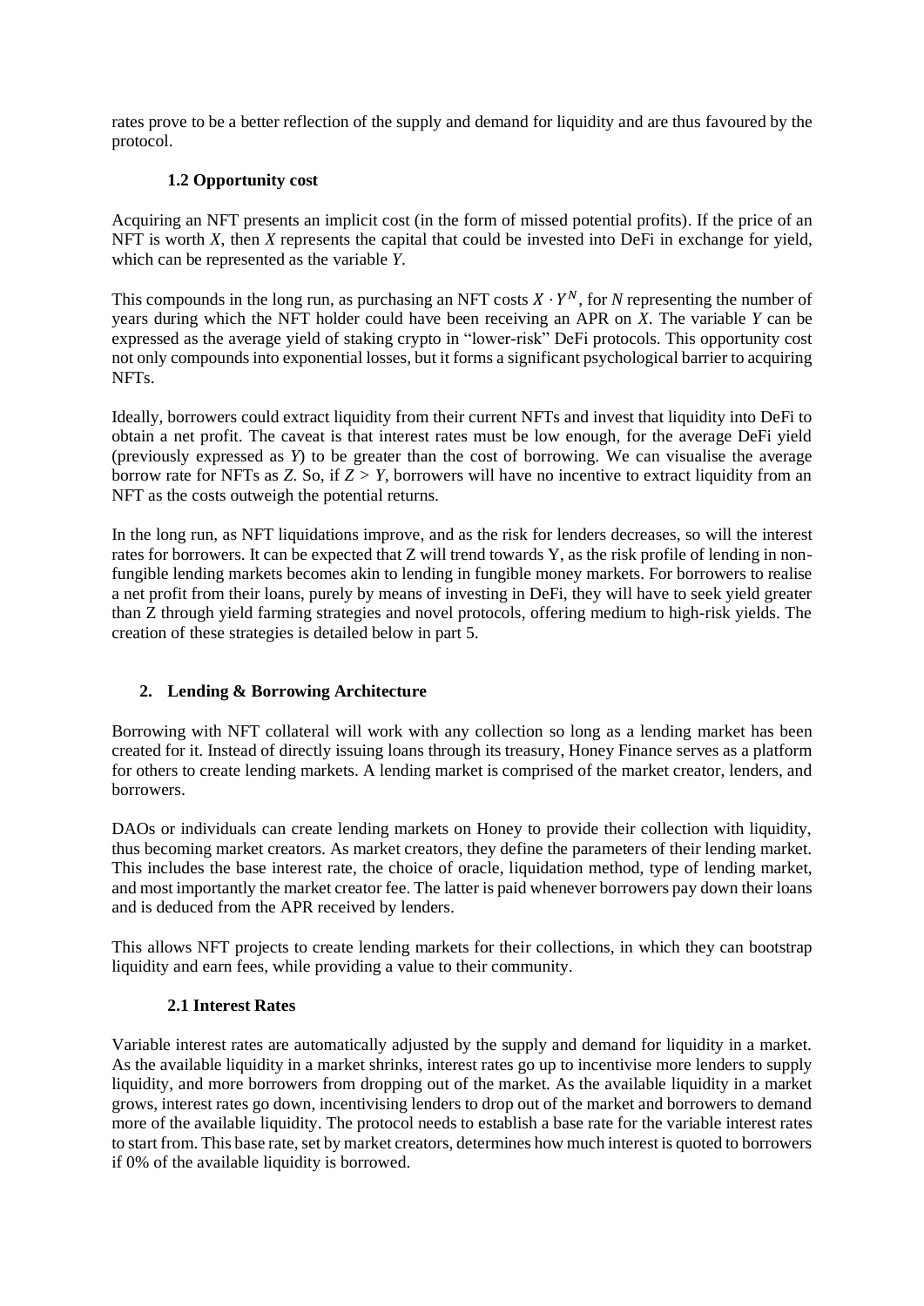rates prove to be a better reflection of the supply and demand for liquidity and are thus favoured by the protocol.

### 1.2 Opportunity cost

Acquiring an NFT presents an implicit cost (in the form of missed potential profits). If the price of an NFT is worth *X*, then *X* represents the capital that could be invested into DeFi in exchange for yield, which can be represented as the variable *Y*.

This compounds in the long run, as purchasing an NFT costs $X \cdot Y^N$, for *N* representing the number of years during which the NFT holder could have been receiving an APR on *X*. The variable *Y* can be expressed as the average yield of staking crypto in "lower-risk" DeFi protocols. This opportunity cost not only compounds into exponential losses, but it forms a significant psychological barrier to acquiring NFTs.

Ideally, borrowers could extract liquidity from their current NFTs and invest that liquidity into DeFi to obtain a net profit. The caveat is that interest rates must be low enough, for the average DeFi yield (previously expressed as *Y*) to be greater than the cost of borrowing. We can visualise the average borrow rate for NFTs as *Z*. So, if $Z > Y$, borrowers will have no incentive to extract liquidity from an NFT as the costs outweigh the potential returns.

In the long run, as NFT liquidations improve, and as the risk for lenders decreases, so will the interest rates for borrowers. It can be expected that Z will trend towards Y, as the risk profile of lending in non-fungible lending markets becomes akin to lending in fungible money markets. For borrowers to realise a net profit from their loans, purely by means of investing in DeFi, they will have to seek yield greater than Z through yield farming strategies and novel protocols, offering medium to high-risk yields. The creation of these strategies is detailed below in part 5.

## 2. Lending & Borrowing Architecture

Borrowing with NFT collateral will work with any collection so long as a lending market has been created for it. Instead of directly issuing loans through its treasury, Honey Finance serves as a platform for others to create lending markets. A lending market is comprised of the market creator, lenders, and borrowers.

DAOs or individuals can create lending markets on Honey to provide their collection with liquidity, thus becoming market creators. As market creators, they define the parameters of their lending market. This includes the base interest rate, the choice of oracle, liquidation method, type of lending market, and most importantly the market creator fee. The latter is paid whenever borrowers pay down their loans and is deduced from the APR received by lenders.

This allows NFT projects to create lending markets for their collections, in which they can bootstrap liquidity and earn fees, while providing a value to their community.

### 2.1 Interest Rates

Variable interest rates are automatically adjusted by the supply and demand for liquidity in a market. As the available liquidity in a market shrinks, interest rates go up to incentivise more lenders to supply liquidity, and more borrowers from dropping out of the market. As the available liquidity in a market grows, interest rates go down, incentivising lenders to drop out of the market and borrowers to demand more of the available liquidity. The protocol needs to establish a base rate for the variable interest rates to start from. This base rate, set by market creators, determines how much interest is quoted to borrowers if 0% of the available liquidity is borrowed.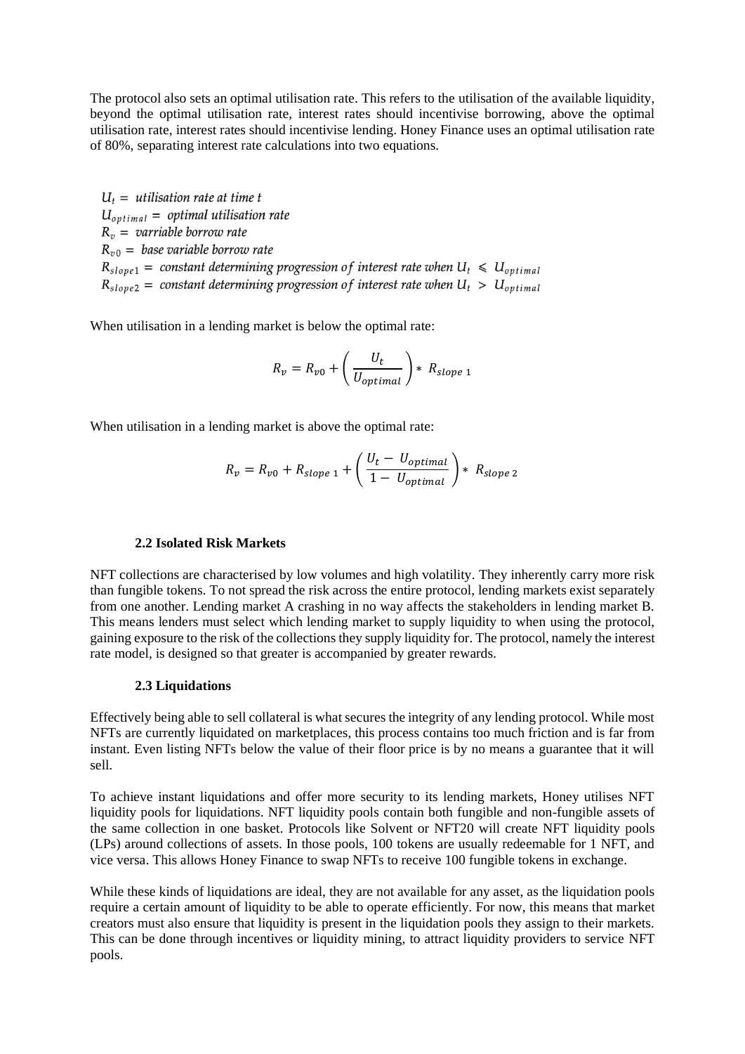The protocol also sets an optimal utilisation rate. This refers to the utilisation of the available liquidity, beyond the optimal utilisation rate, interest rates should incentivise borrowing, above the optimal utilisation rate, interest rates should incentivise lending. Honey Finance uses an optimal utilisation rate of 80%, separating interest rate calculations into two equations.

$U_t = $ *utilisation rate at time t*
$U_{optimal} = $ *optimal utilisation rate*
$R_v = $ *varriable borrow rate*
$R_{v0} = $ *base variable borrow rate*
$R_{slope1} = $ *constant determining progression of interest rate when* $U_t \leqslant U_{optimal}$
$R_{slope2} = $ *constant determining progression of interest rate when* $U_t > U_{optimal}$

When utilisation in a lending market is below the optimal rate:

$$R_v = R_{v0} + \left( \frac{U_t}{U_{optimal}} \right) * R_{slope\ 1}$$

When utilisation in a lending market is above the optimal rate:

$$R_v = R_{v0} + R_{slope\ 1} + \left( \frac{U_t - U_{optimal}}{1 - U_{optimal}} \right) * R_{slope\ 2}$$

### 2.2 Isolated Risk Markets

NFT collections are characterised by low volumes and high volatility. They inherently carry more risk than fungible tokens. To not spread the risk across the entire protocol, lending markets exist separately from one another. Lending market A crashing in no way affects the stakeholders in lending market B. This means lenders must select which lending market to supply liquidity to when using the protocol, gaining exposure to the risk of the collections they supply liquidity for. The protocol, namely the interest rate model, is designed so that greater is accompanied by greater rewards.

### 2.3 Liquidations

Effectively being able to sell collateral is what secures the integrity of any lending protocol. While most NFTs are currently liquidated on marketplaces, this process contains too much friction and is far from instant. Even listing NFTs below the value of their floor price is by no means a guarantee that it will sell.

To achieve instant liquidations and offer more security to its lending markets, Honey utilises NFT liquidity pools for liquidations. NFT liquidity pools contain both fungible and non-fungible assets of the same collection in one basket. Protocols like Solvent or NFT20 will create NFT liquidity pools (LPs) around collections of assets. In those pools, 100 tokens are usually redeemable for 1 NFT, and vice versa. This allows Honey Finance to swap NFTs to receive 100 fungible tokens in exchange.

While these kinds of liquidations are ideal, they are not available for any asset, as the liquidation pools require a certain amount of liquidity to be able to operate efficiently. For now, this means that market creators must also ensure that liquidity is present in the liquidation pools they assign to their markets. This can be done through incentives or liquidity mining, to attract liquidity providers to service NFT pools.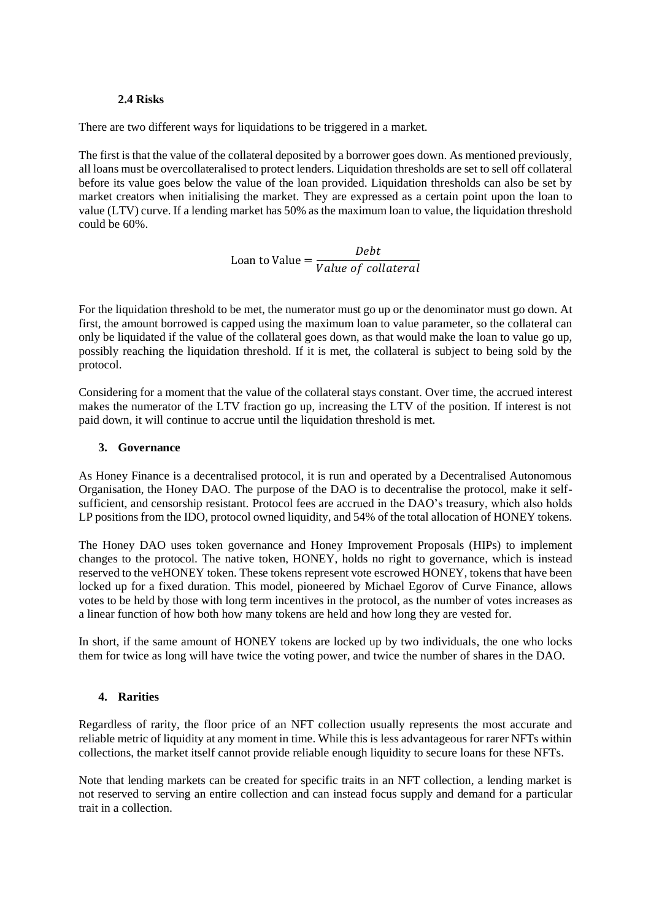### 2.4 Risks

There are two different ways for liquidations to be triggered in a market.

The first is that the value of the collateral deposited by a borrower goes down. As mentioned previously, all loans must be overcollateralised to protect lenders. Liquidation thresholds are set to sell off collateral before its value goes below the value of the loan provided. Liquidation thresholds can also be set by market creators when initialising the market. They are expressed as a certain point upon the loan to value (LTV) curve. If a lending market has 50% as the maximum loan to value, the liquidation threshold could be 60%.

$$\text{Loan to Value} = \frac{Debt}{Value\ of\ collateral}$$

For the liquidation threshold to be met, the numerator must go up or the denominator must go down. At first, the amount borrowed is capped using the maximum loan to value parameter, so the collateral can only be liquidated if the value of the collateral goes down, as that would make the loan to value go up, possibly reaching the liquidation threshold. If it is met, the collateral is subject to being sold by the protocol.

Considering for a moment that the value of the collateral stays constant. Over time, the accrued interest makes the numerator of the LTV fraction go up, increasing the LTV of the position. If interest is not paid down, it will continue to accrue until the liquidation threshold is met.

## 3. Governance

As Honey Finance is a decentralised protocol, it is run and operated by a Decentralised Autonomous Organisation, the Honey DAO. The purpose of the DAO is to decentralise the protocol, make it self-sufficient, and censorship resistant. Protocol fees are accrued in the DAO's treasury, which also holds LP positions from the IDO, protocol owned liquidity, and 54% of the total allocation of HONEY tokens.

The Honey DAO uses token governance and Honey Improvement Proposals (HIPs) to implement changes to the protocol. The native token, HONEY, holds no right to governance, which is instead reserved to the veHONEY token. These tokens represent vote escrowed HONEY, tokens that have been locked up for a fixed duration. This model, pioneered by Michael Egorov of Curve Finance, allows votes to be held by those with long term incentives in the protocol, as the number of votes increases as a linear function of how both how many tokens are held and how long they are vested for.

In short, if the same amount of HONEY tokens are locked up by two individuals, the one who locks them for twice as long will have twice the voting power, and twice the number of shares in the DAO.

## 4. Rarities

Regardless of rarity, the floor price of an NFT collection usually represents the most accurate and reliable metric of liquidity at any moment in time. While this is less advantageous for rarer NFTs within collections, the market itself cannot provide reliable enough liquidity to secure loans for these NFTs.

Note that lending markets can be created for specific traits in an NFT collection, a lending market is not reserved to serving an entire collection and can instead focus supply and demand for a particular trait in a collection.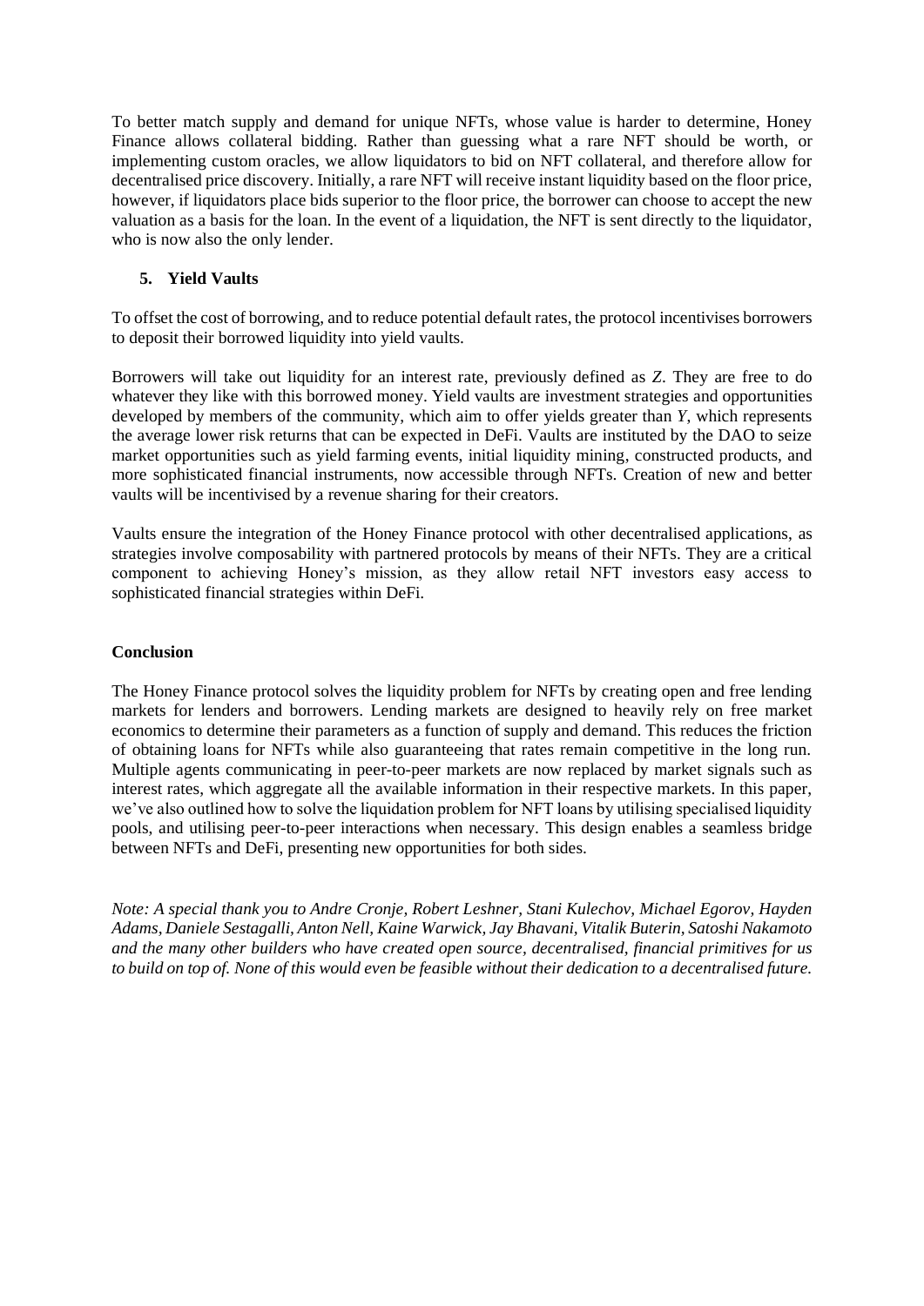To better match supply and demand for unique NFTs, whose value is harder to determine, Honey Finance allows collateral bidding. Rather than guessing what a rare NFT should be worth, or implementing custom oracles, we allow liquidators to bid on NFT collateral, and therefore allow for decentralised price discovery. Initially, a rare NFT will receive instant liquidity based on the floor price, however, if liquidators place bids superior to the floor price, the borrower can choose to accept the new valuation as a basis for the loan. In the event of a liquidation, the NFT is sent directly to the liquidator, who is now also the only lender.

## 5. Yield Vaults

To offset the cost of borrowing, and to reduce potential default rates, the protocol incentivises borrowers to deposit their borrowed liquidity into yield vaults.

Borrowers will take out liquidity for an interest rate, previously defined as $Z$. They are free to do whatever they like with this borrowed money. Yield vaults are investment strategies and opportunities developed by members of the community, which aim to offer yields greater than $Y$, which represents the average lower risk returns that can be expected in DeFi. Vaults are instituted by the DAO to seize market opportunities such as yield farming events, initial liquidity mining, constructed products, and more sophisticated financial instruments, now accessible through NFTs. Creation of new and better vaults will be incentivised by a revenue sharing for their creators.

Vaults ensure the integration of the Honey Finance protocol with other decentralised applications, as strategies involve composability with partnered protocols by means of their NFTs. They are a critical component to achieving Honey's mission, as they allow retail NFT investors easy access to sophisticated financial strategies within DeFi.

## Conclusion

The Honey Finance protocol solves the liquidity problem for NFTs by creating open and free lending markets for lenders and borrowers. Lending markets are designed to heavily rely on free market economics to determine their parameters as a function of supply and demand. This reduces the friction of obtaining loans for NFTs while also guaranteeing that rates remain competitive in the long run. Multiple agents communicating in peer-to-peer markets are now replaced by market signals such as interest rates, which aggregate all the available information in their respective markets. In this paper, we've also outlined how to solve the liquidation problem for NFT loans by utilising specialised liquidity pools, and utilising peer-to-peer interactions when necessary. This design enables a seamless bridge between NFTs and DeFi, presenting new opportunities for both sides.

*Note: A special thank you to Andre Cronje, Robert Leshner, Stani Kulechov, Michael Egorov, Hayden Adams, Daniele Sestagalli, Anton Nell, Kaine Warwick, Jay Bhavani, Vitalik Buterin, Satoshi Nakamoto and the many other builders who have created open source, decentralised, financial primitives for us to build on top of. None of this would even be feasible without their dedication to a decentralised future.*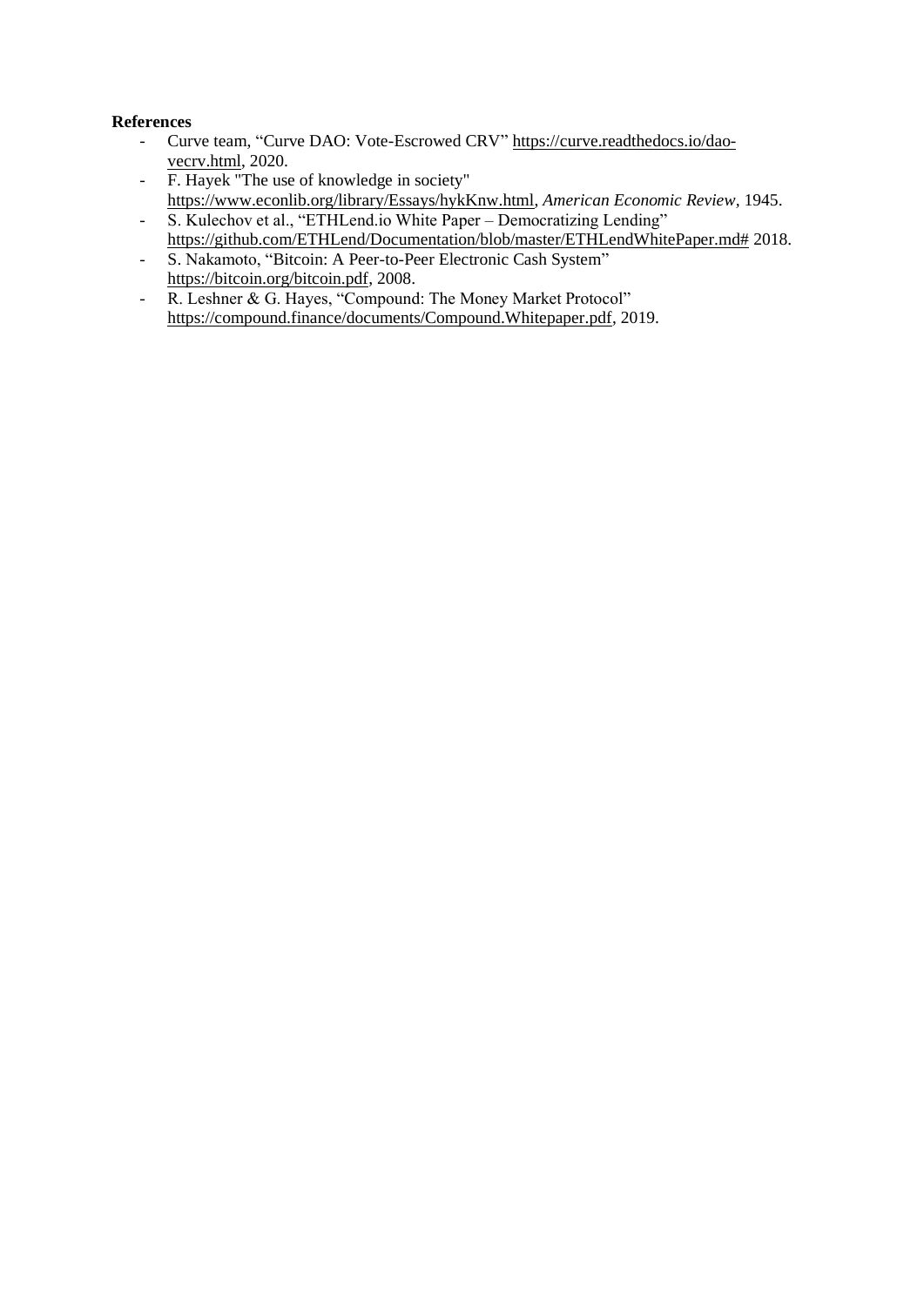**References**

- Curve team, "Curve DAO: Vote-Escrowed CRV" https://curve.readthedocs.io/dao-vecrv.html, 2020.
- F. Hayek "The use of knowledge in society" https://www.econlib.org/library/Essays/hykKnw.html, *American Economic Review*, 1945.
- S. Kulechov et al., "ETHLend.io White Paper – Democratizing Lending" https://github.com/ETHLend/Documentation/blob/master/ETHLendWhitePaper.md# 2018.
- S. Nakamoto, "Bitcoin: A Peer-to-Peer Electronic Cash System" https://bitcoin.org/bitcoin.pdf, 2008.
- R. Leshner & G. Hayes, "Compound: The Money Market Protocol" https://compound.finance/documents/Compound.Whitepaper.pdf, 2019.